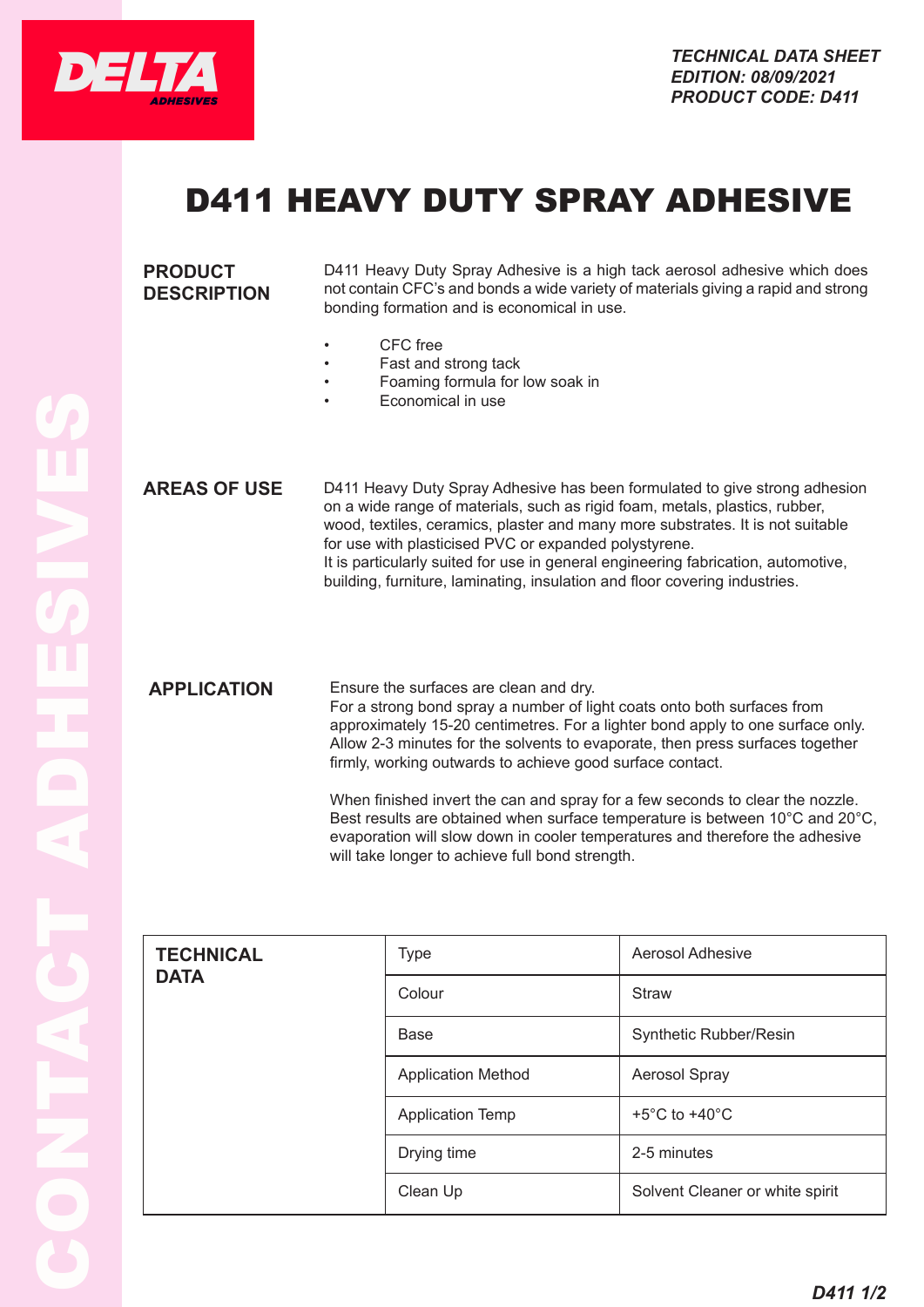*TECHNICAL DATA SHEET*
*EDITION: 08/09/2021*
*PRODUCT CODE: D411*

# D411 HEAVY DUTY SPRAY ADHESIVE

## PRODUCT DESCRIPTION

D411 Heavy Duty Spray Adhesive is a high tack aerosol adhesive which does not contain CFC's and bonds a wide variety of materials giving a rapid and strong bonding formation and is economical in use.

- CFC free
- Fast and strong tack
- Foaming formula for low soak in
- Economical in use

## AREAS OF USE

D411 Heavy Duty Spray Adhesive has been formulated to give strong adhesion on a wide range of materials, such as rigid foam, metals, plastics, rubber, wood, textiles, ceramics, plaster and many more substrates. It is not suitable for use with plasticised PVC or expanded polystyrene.
It is particularly suited for use in general engineering fabrication, automotive, building, furniture, laminating, insulation and floor covering industries.

## APPLICATION

Ensure the surfaces are clean and dry.
For a strong bond spray a number of light coats onto both surfaces from approximately 15-20 centimetres. For a lighter bond apply to one surface only. Allow 2-3 minutes for the solvents to evaporate, then press surfaces together firmly, working outwards to achieve good surface contact.

When finished invert the can and spray for a few seconds to clear the nozzle. Best results are obtained when surface temperature is between 10°C and 20°C, evaporation will slow down in cooler temperatures and therefore the adhesive will take longer to achieve full bond strength.

## TECHNICAL DATA

| Property | Value |
|---|---|
| Type | Aerosol Adhesive |
| Colour | Straw |
| Base | Synthetic Rubber/Resin |
| Application Method | Aerosol Spray |
| Application Temp | +5°C to +40°C |
| Drying time | 2-5 minutes |
| Clean Up | Solvent Cleaner or white spirit |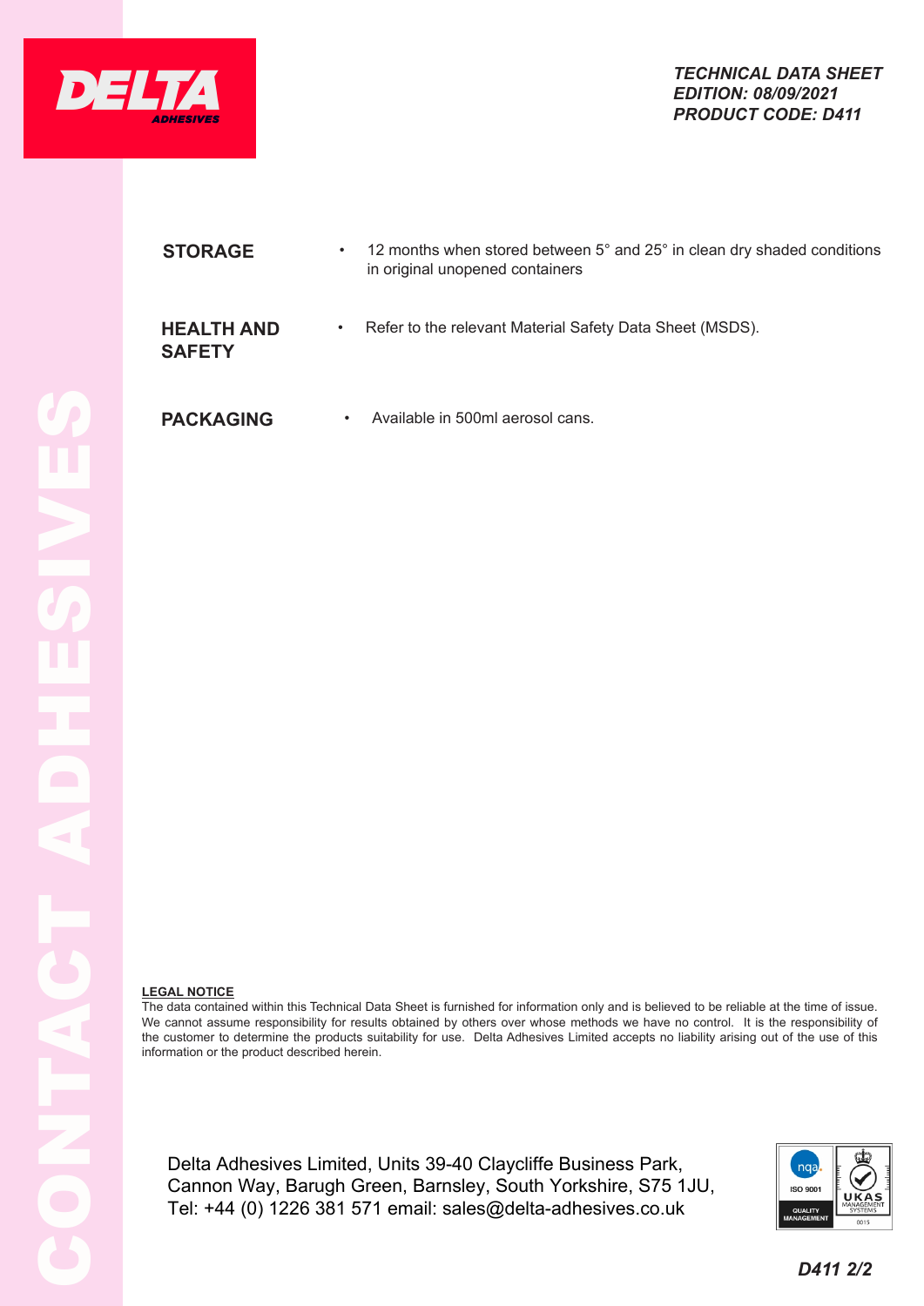*TECHNICAL DATA SHEET*
*EDITION: 08/09/2021*
*PRODUCT CODE: D411*

**STORAGE**

- 12 months when stored between 5° and 25° in clean dry shaded conditions in original unopened containers

**HEALTH AND SAFETY**

- Refer to the relevant Material Safety Data Sheet (MSDS).

**PACKAGING**

- Available in 500ml aerosol cans.

**LEGAL NOTICE**

The data contained within this Technical Data Sheet is furnished for information only and is believed to be reliable at the time of issue. We cannot assume responsibility for results obtained by others over whose methods we have no control. It is the responsibility of the customer to determine the products suitability for use. Delta Adhesives Limited accepts no liability arising out of the use of this information or the product described herein.

Delta Adhesives Limited, Units 39-40 Claycliffe Business Park, Cannon Way, Barugh Green, Barnsley, South Yorkshire, S75 1JU, Tel: +44 (0) 1226 381 571 email: sales@delta-adhesives.co.uk